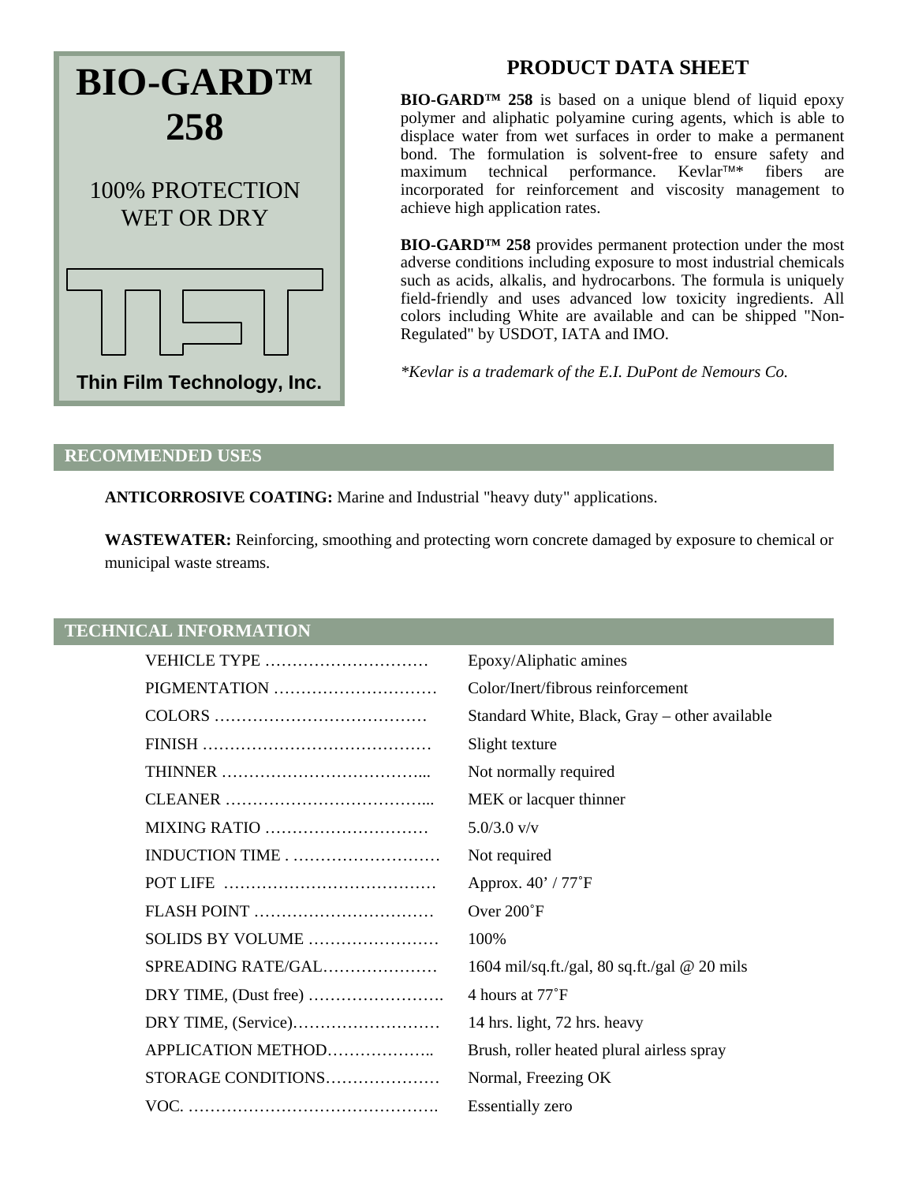# BIO-GARD™ 258

100% PROTECTION
WET OR DRY

Thin Film Technology, Inc.

## PRODUCT DATA SHEET

**BIO-GARD™ 258** is based on a unique blend of liquid epoxy polymer and aliphatic polyamine curing agents, which is able to displace water from wet surfaces in order to make a permanent bond. The formulation is solvent-free to ensure safety and maximum technical performance. Kevlar™* fibers are incorporated for reinforcement and viscosity management to achieve high application rates.

**BIO-GARD™ 258** provides permanent protection under the most adverse conditions including exposure to most industrial chemicals such as acids, alkalis, and hydrocarbons. The formula is uniquely field-friendly and uses advanced low toxicity ingredients. All colors including White are available and can be shipped "Non-Regulated" by USDOT, IATA and IMO.

*\*Kevlar is a trademark of the E.I. DuPont de Nemours Co.*

## RECOMMENDED USES

**ANTICORROSIVE COATING:** Marine and Industrial "heavy duty" applications.

**WASTEWATER:** Reinforcing, smoothing and protecting worn concrete damaged by exposure to chemical or municipal waste streams.

## TECHNICAL INFORMATION

| | |
|---|---|
| VEHICLE TYPE | Epoxy/Aliphatic amines |
| PIGMENTATION | Color/Inert/fibrous reinforcement |
| COLORS | Standard White, Black, Gray – other available |
| FINISH | Slight texture |
| THINNER | Not normally required |
| CLEANER | MEK or lacquer thinner |
| MIXING RATIO | 5.0/3.0 v/v |
| INDUCTION TIME | Not required |
| POT LIFE | Approx. 40' / 77˚F |
| FLASH POINT | Over 200˚F |
| SOLIDS BY VOLUME | 100% |
| SPREADING RATE/GAL | 1604 mil/sq.ft./gal, 80 sq.ft./gal @ 20 mils |
| DRY TIME, (Dust free) | 4 hours at 77˚F |
| DRY TIME, (Service) | 14 hrs. light, 72 hrs. heavy |
| APPLICATION METHOD | Brush, roller heated plural airless spray |
| STORAGE CONDITIONS | Normal, Freezing OK |
| VOC. | Essentially zero |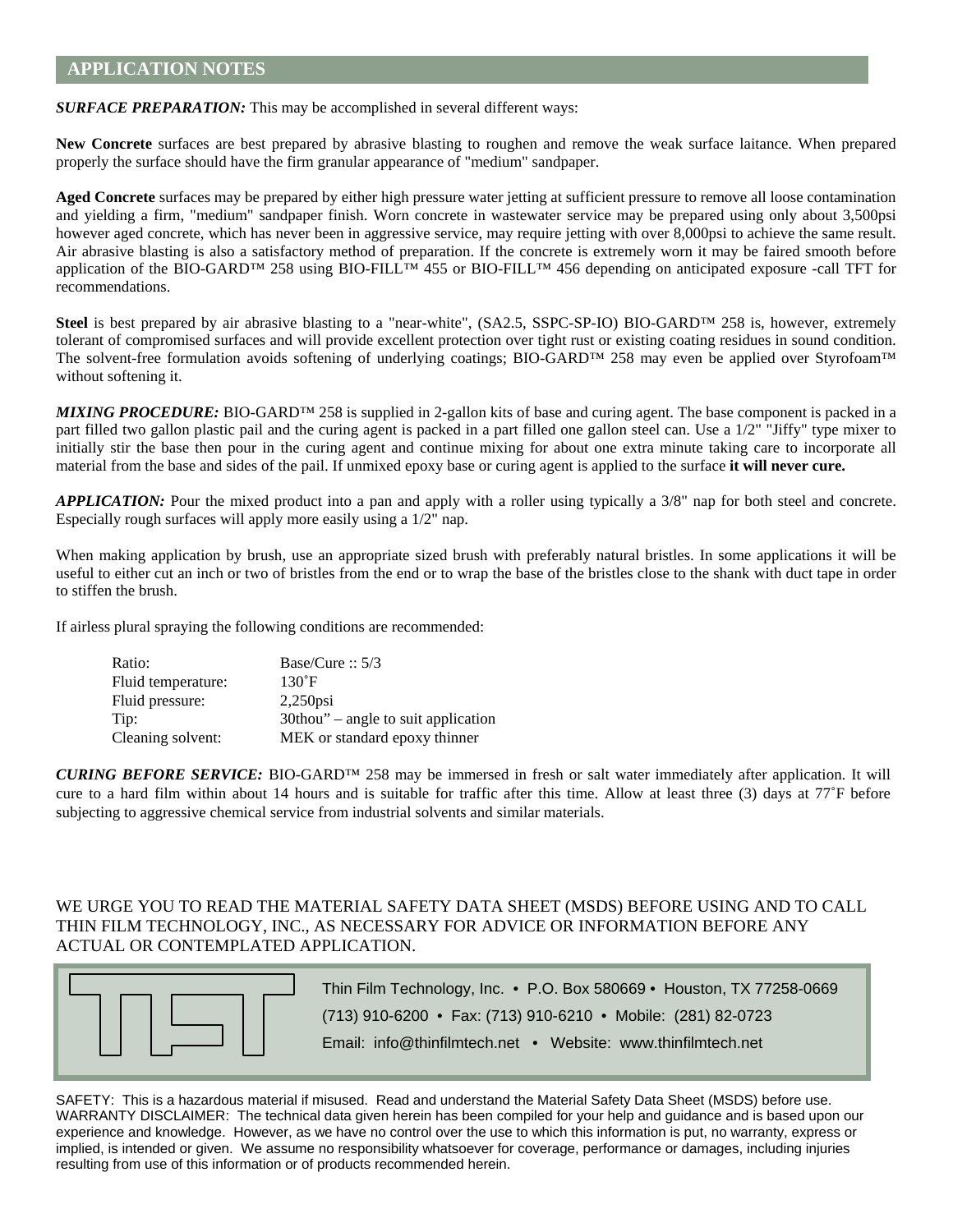## APPLICATION NOTES

***SURFACE PREPARATION:*** This may be accomplished in several different ways:

**New Concrete** surfaces are best prepared by abrasive blasting to roughen and remove the weak surface laitance. When prepared properly the surface should have the firm granular appearance of "medium" sandpaper.

**Aged Concrete** surfaces may be prepared by either high pressure water jetting at sufficient pressure to remove all loose contamination and yielding a firm, "medium" sandpaper finish. Worn concrete in wastewater service may be prepared using only about 3,500psi however aged concrete, which has never been in aggressive service, may require jetting with over 8,000psi to achieve the same result. Air abrasive blasting is also a satisfactory method of preparation. If the concrete is extremely worn it may be faired smooth before application of the BIO-GARD™ 258 using BIO-FILL™ 455 or BIO-FILL™ 456 depending on anticipated exposure -call TFT for recommendations.

**Steel** is best prepared by air abrasive blasting to a "near-white", (SA2.5, SSPC-SP-IO) BIO-GARD™ 258 is, however, extremely tolerant of compromised surfaces and will provide excellent protection over tight rust or existing coating residues in sound condition. The solvent-free formulation avoids softening of underlying coatings; BIO-GARD™ 258 may even be applied over Styrofoam™ without softening it.

***MIXING PROCEDURE:*** BIO-GARD™ 258 is supplied in 2-gallon kits of base and curing agent. The base component is packed in a part filled two gallon plastic pail and the curing agent is packed in a part filled one gallon steel can. Use a 1/2" "Jiffy" type mixer to initially stir the base then pour in the curing agent and continue mixing for about one extra minute taking care to incorporate all material from the base and sides of the pail. If unmixed epoxy base or curing agent is applied to the surface **it will never cure.**

***APPLICATION:*** Pour the mixed product into a pan and apply with a roller using typically a 3/8" nap for both steel and concrete. Especially rough surfaces will apply more easily using a 1/2" nap.

When making application by brush, use an appropriate sized brush with preferably natural bristles. In some applications it will be useful to either cut an inch or two of bristles from the end or to wrap the base of the bristles close to the shank with duct tape in order to stiffen the brush.

If airless plural spraying the following conditions are recommended:

| | |
|---|---|
| Ratio: | Base/Cure :: 5/3 |
| Fluid temperature: | 130˚F |
| Fluid pressure: | 2,250psi |
| Tip: | 30thou" – angle to suit application |
| Cleaning solvent: | MEK or standard epoxy thinner |

***CURING BEFORE SERVICE:*** BIO-GARD™ 258 may be immersed in fresh or salt water immediately after application. It will cure to a hard film within about 14 hours and is suitable for traffic after this time. Allow at least three (3) days at 77˚F before subjecting to aggressive chemical service from industrial solvents and similar materials.

WE URGE YOU TO READ THE MATERIAL SAFETY DATA SHEET (MSDS) BEFORE USING AND TO CALL THIN FILM TECHNOLOGY, INC., AS NECESSARY FOR ADVICE OR INFORMATION BEFORE ANY ACTUAL OR CONTEMPLATED APPLICATION.

TFT

Thin Film Technology, Inc. • P.O. Box 580669 • Houston, TX 77258-0669

(713) 910-6200 • Fax: (713) 910-6210 • Mobile: (281) 82-0723

Email: info@thinfilmtech.net • Website: www.thinfilmtech.net

SAFETY: This is a hazardous material if misused. Read and understand the Material Safety Data Sheet (MSDS) before use.
WARRANTY DISCLAIMER: The technical data given herein has been compiled for your help and guidance and is based upon our experience and knowledge. However, as we have no control over the use to which this information is put, no warranty, express or implied, is intended or given. We assume no responsibility whatsoever for coverage, performance or damages, including injuries resulting from use of this information or of products recommended herein.